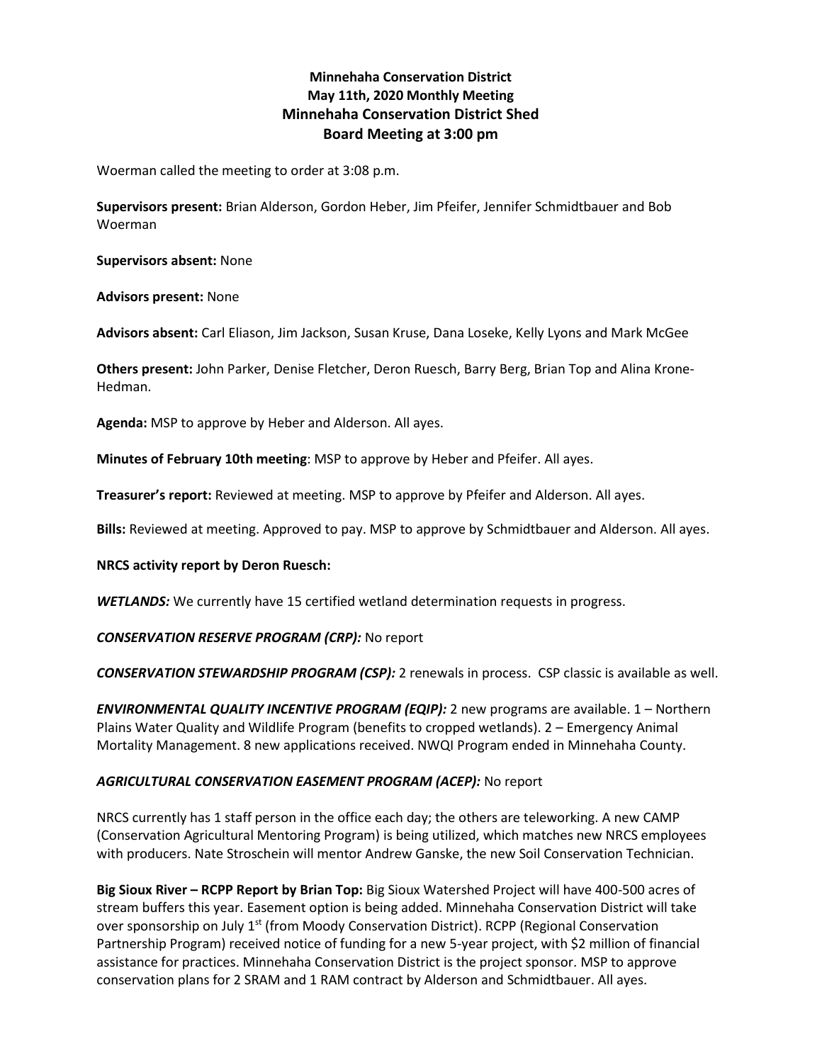**Minnehaha Conservation District**
**May 11th, 2020 Monthly Meeting**
**Minnehaha Conservation District Shed**
**Board Meeting at 3:00 pm**

Woerman called the meeting to order at 3:08 p.m.

**Supervisors present:** Brian Alderson, Gordon Heber, Jim Pfeifer, Jennifer Schmidtbauer and Bob Woerman

**Supervisors absent:** None

**Advisors present:** None

**Advisors absent:** Carl Eliason, Jim Jackson, Susan Kruse, Dana Loseke, Kelly Lyons and Mark McGee

**Others present:** John Parker, Denise Fletcher, Deron Ruesch, Barry Berg, Brian Top and Alina Krone-Hedman.

**Agenda:** MSP to approve by Heber and Alderson. All ayes.

**Minutes of February 10th meeting**: MSP to approve by Heber and Pfeifer. All ayes.

**Treasurer's report:** Reviewed at meeting. MSP to approve by Pfeifer and Alderson. All ayes.

**Bills:** Reviewed at meeting. Approved to pay. MSP to approve by Schmidtbauer and Alderson. All ayes.

**NRCS activity report by Deron Ruesch:**

***WETLANDS:*** We currently have 15 certified wetland determination requests in progress.

***CONSERVATION RESERVE PROGRAM (CRP):*** No report

***CONSERVATION STEWARDSHIP PROGRAM (CSP):*** 2 renewals in process. CSP classic is available as well.

***ENVIRONMENTAL QUALITY INCENTIVE PROGRAM (EQIP):*** 2 new programs are available. 1 – Northern Plains Water Quality and Wildlife Program (benefits to cropped wetlands). 2 – Emergency Animal Mortality Management. 8 new applications received. NWQI Program ended in Minnehaha County.

***AGRICULTURAL CONSERVATION EASEMENT PROGRAM (ACEP):*** No report

NRCS currently has 1 staff person in the office each day; the others are teleworking. A new CAMP (Conservation Agricultural Mentoring Program) is being utilized, which matches new NRCS employees with producers. Nate Stroschein will mentor Andrew Ganske, the new Soil Conservation Technician.

**Big Sioux River – RCPP Report by Brian Top:** Big Sioux Watershed Project will have 400-500 acres of stream buffers this year. Easement option is being added. Minnehaha Conservation District will take over sponsorship on July 1st (from Moody Conservation District). RCPP (Regional Conservation Partnership Program) received notice of funding for a new 5-year project, with $2 million of financial assistance for practices. Minnehaha Conservation District is the project sponsor. MSP to approve conservation plans for 2 SRAM and 1 RAM contract by Alderson and Schmidtbauer. All ayes.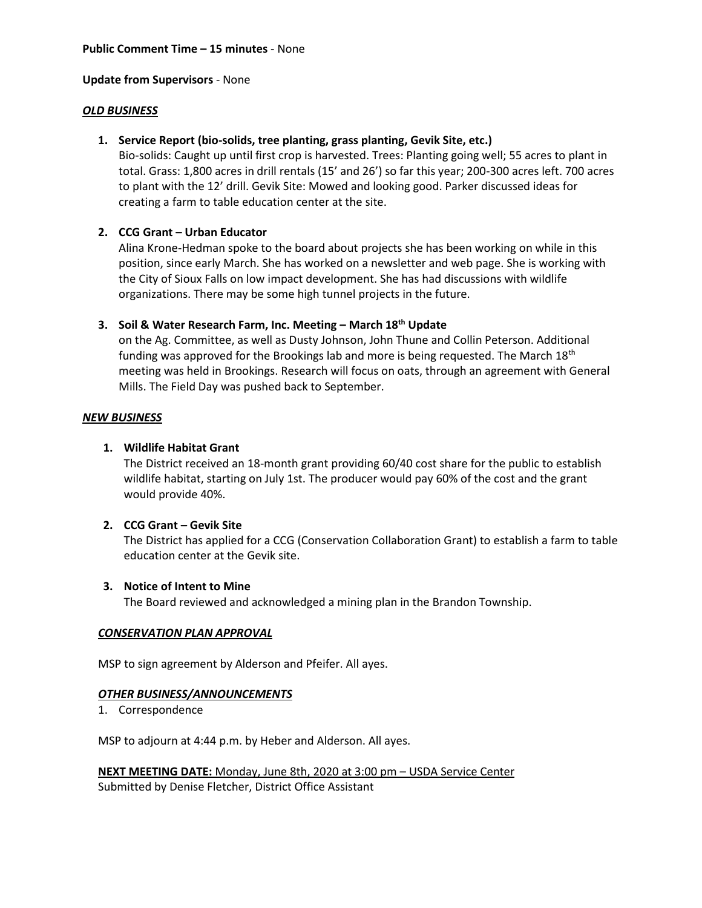**Public Comment Time – 15 minutes** - None

**Update from Supervisors** - None

***OLD BUSINESS***

1. **Service Report (bio-solids, tree planting, grass planting, Gevik Site, etc.)**
   Bio-solids: Caught up until first crop is harvested. Trees: Planting going well; 55 acres to plant in total. Grass: 1,800 acres in drill rentals (15' and 26') so far this year; 200-300 acres left. 700 acres to plant with the 12' drill. Gevik Site: Mowed and looking good. Parker discussed ideas for creating a farm to table education center at the site.

2. **CCG Grant – Urban Educator**
   Alina Krone-Hedman spoke to the board about projects she has been working on while in this position, since early March. She has worked on a newsletter and web page. She is working with the City of Sioux Falls on low impact development. She has had discussions with wildlife organizations. There may be some high tunnel projects in the future.

3. **Soil & Water Research Farm, Inc. Meeting – March 18th Update**
   on the Ag. Committee, as well as Dusty Johnson, John Thune and Collin Peterson. Additional funding was approved for the Brookings lab and more is being requested. The March 18th meeting was held in Brookings. Research will focus on oats, through an agreement with General Mills. The Field Day was pushed back to September.

***NEW BUSINESS***

1. **Wildlife Habitat Grant**
   The District received an 18-month grant providing 60/40 cost share for the public to establish wildlife habitat, starting on July 1st. The producer would pay 60% of the cost and the grant would provide 40%.

2. **CCG Grant – Gevik Site**
   The District has applied for a CCG (Conservation Collaboration Grant) to establish a farm to table education center at the Gevik site.

3. **Notice of Intent to Mine**
   The Board reviewed and acknowledged a mining plan in the Brandon Township.

***CONSERVATION PLAN APPROVAL***

MSP to sign agreement by Alderson and Pfeifer. All ayes.

***OTHER BUSINESS/ANNOUNCEMENTS***

1. Correspondence

MSP to adjourn at 4:44 p.m. by Heber and Alderson. All ayes.

**NEXT MEETING DATE:** Monday, June 8th, 2020 at 3:00 pm – USDA Service Center
Submitted by Denise Fletcher, District Office Assistant